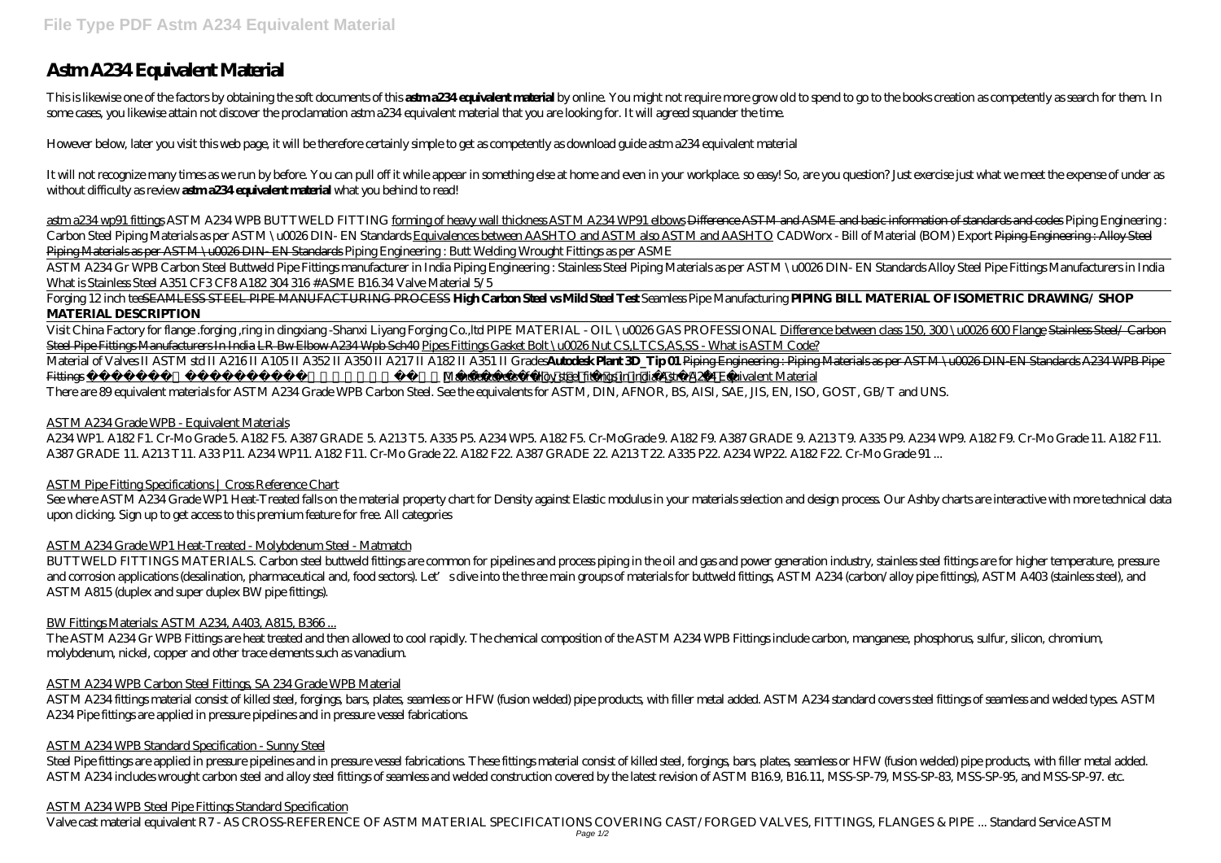# Astm A234 Equivalent Material

This is likewise one of the factors by obtaining the soft documents of this **astm a234 equivalent material** by online. You might not require more grow old to spend to go to the books creation as competently as search for them. In some cases, you likewise attain not discover the proclamation astm a234 equivalent material that you are looking for. It will agreed squander the time.

However below, later you visit this web page, it will be therefore certainly simple to get as competently as download guide astm a234 equivalent material

It will not recognize many times as we run by before. You can pull off it while appear in something else at home and even in your workplace. so easy! So, are you question? Just exercise just what we meet the expense of under as without difficulty as review **astm a234 equivalent material** what you behind to read!

astm a234 wp91 fittings *ASTM A234 WPB BUTTWELD FITTING* forming of heavy wall thickness ASTM A234 WP91 elbows ~~Difference ASTM and ASME and basic information of standards and codes~~ *Piping Engineering : Carbon Steel Piping Materials as per ASTM \u0026 DIN- EN Standards* Equivalences between AASHTO and ASTM also ASTM and AASHTO *CADWorx - Bill of Material (BOM) Export* ~~Piping Engineering : Alloy Steel Piping Materials as per ASTM \u0026 DIN- EN Standards~~ *Piping Engineering : Butt Welding Wrought Fittings as per ASME*

ASTM A234 Gr WPB Carbon Steel Buttweld Pipe Fittings manufacturer in India *Piping Engineering : Stainless Steel Piping Materials as per ASTM \u0026 DIN- EN Standards* *Alloy Steel Pipe Fittings Manufacturers in India* *What is Stainless Steel A351 CF3 CF8 A182 304 316 #ASME B16.34 Valve Material 5/5*

Forging 12 inch tee~~SEAMLESS STEEL PIPE MANUFACTURING PROCESS~~ **High Carbon Steel vs Mild Steel Test** *Seamless Pipe Manufacturing* **PIPING BILL MATERIAL OF ISOMETRIC DRAWING/ SHOP MATERIAL DESCRIPTION**

Visit China Factory for flange .forging ,ring in dingxiang -Shanxi Liyang Forging Co.,ltd *PIPE MATERIAL - OIL \u0026 GAS PROFESSIONAL* Difference between class 150, 300 \u0026 600 Flange ~~Stainless Steel/ Carbon Steel Pipe Fittings Manufacturers In India~~ LR Bw Elbow A234 Wpb Sch40 Pipes Fittings Gasket Bolt \u0026 Nut CS,LTCS,AS,SS - What is ASTM Code?

Material of Valves II ASTM std II A216 II A105 II A352 II A350 II A217 II A182 II A351 II Grades **Autodesk Plant 3D_Tip 01** ~~Piping Engineering : Piping Materials as per ASTM \u0026 DIN-EN Standards~~ ~~A234 WPB Pipe Fittings~~ Manufacturers of alloy steel fittings in India Astm A234 Equivalent Material

There are 89 equivalent materials for ASTM A234 Grade WPB Carbon Steel. See the equivalents for ASTM, DIN, AFNOR, BS, AISI, SAE, JIS, EN, ISO, GOST, GB/T and UNS.

ASTM A234 Grade WPB - Equivalent Materials

A234 WP1. A182 F1. Cr-Mo Grade 5. A182 F5. A387 GRADE 5. A213 T5. A335 P5. A234 WP5. A182 F5. Cr-MoGrade 9. A182 F9. A387 GRADE 9. A213 T9. A335 P9. A234 WP9. A182 F9. Cr-Mo Grade 11. A182 F11. A387 GRADE 11. A213 T11. A33 P11. A234 WP11. A182 F11. Cr-Mo Grade 22. A182 F22. A387 GRADE 22. A213 T22. A335 P22. A234 WP22. A182 F22. Cr-Mo Grade 91 ...

ASTM Pipe Fitting Specifications | Cross Reference Chart

See where ASTM A234 Grade WP1 Heat-Treated falls on the material property chart for Density against Elastic modulus in your materials selection and design process. Our Ashby charts are interactive with more technical data upon clicking. Sign up to get access to this premium feature for free. All categories

ASTM A234 Grade WP1 Heat-Treated - Molybdenum Steel - Matmatch

BUTTWELD FITTINGS MATERIALS. Carbon steel buttweld fittings are common for pipelines and process piping in the oil and gas and power generation industry, stainless steel fittings are for higher temperature, pressure and corrosion applications (desalination, pharmaceutical and, food sectors). Let's dive into the three main groups of materials for buttweld fittings, ASTM A234 (carbon/alloy pipe fittings), ASTM A403 (stainless steel), and ASTM A815 (duplex and super duplex BW pipe fittings).

BW Fittings Materials: ASTM A234, A403, A815, B366 ...

The ASTM A234 Gr WPB Fittings are heat treated and then allowed to cool rapidly. The chemical composition of the ASTM A234 WPB Fittings include carbon, manganese, phosphorus, sulfur, silicon, chromium, molybdenum, nickel, copper and other trace elements such as vanadium.

ASTM A234 WPB Carbon Steel Fittings, SA 234 Grade WPB Material

ASTM A234 fittings material consist of killed steel, forgings, bars, plates, seamless or HFW (fusion welded) pipe products, with filler metal added. ASTM A234 standard covers steel fittings of seamless and welded types. ASTM A234 Pipe fittings are applied in pressure pipelines and in pressure vessel fabrications.

ASTM A234 WPB Standard Specification - Sunny Steel

Steel Pipe fittings are applied in pressure pipelines and in pressure vessel fabrications. These fittings material consist of killed steel, forgings, bars, plates, seamless or HFW (fusion welded) pipe products, with filler metal added. ASTM A234 includes wrought carbon steel and alloy steel fittings of seamless and welded construction covered by the latest revision of ASTM B16.9, B16.11, MSS-SP-79, MSS-SP-83, MSS-SP-95, and MSS-SP-97. etc.

ASTM A234 WPB Steel Pipe Fittings Standard Specification

Valve cast material equivalent R7 - AS CROSS-REFERENCE OF ASTM MATERIAL SPECIFICATIONS COVERING CAST/FORGED VALVES, FITTINGS, FLANGES & PIPE ... Standard Service ASTM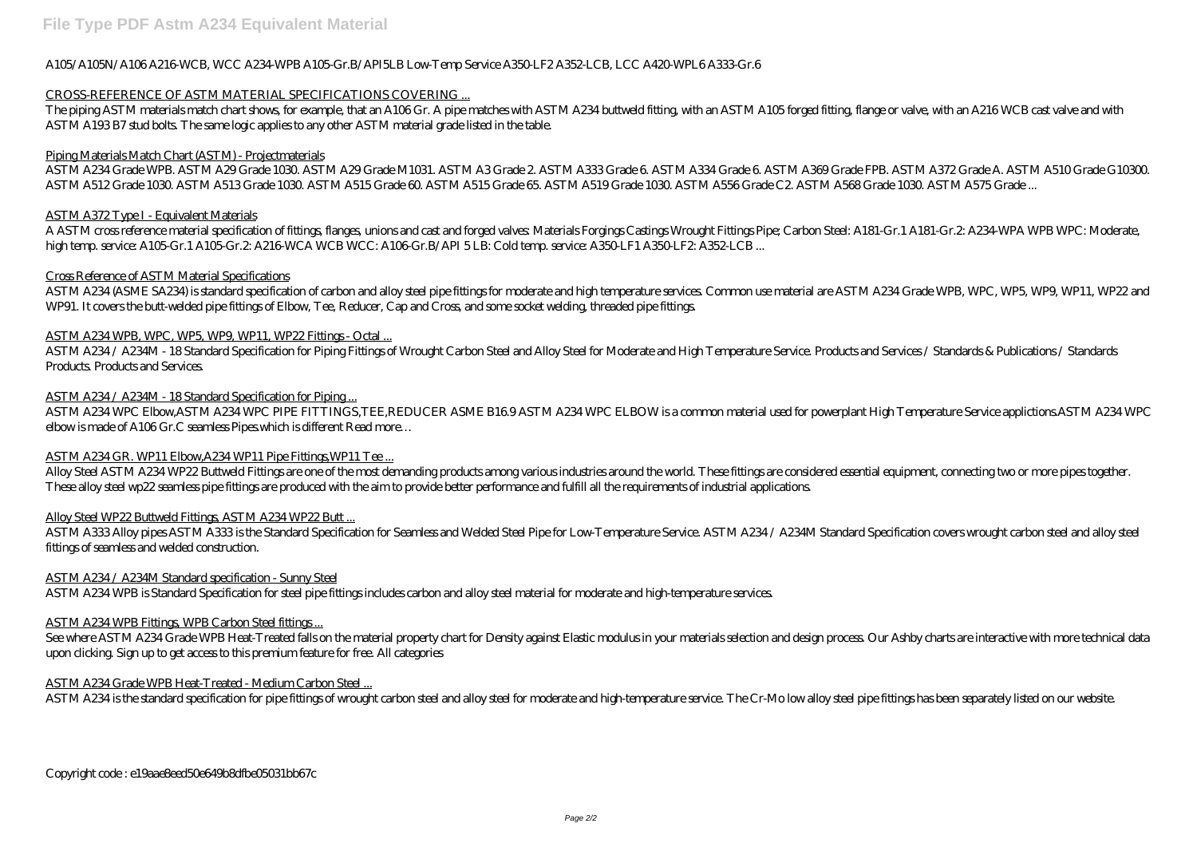A105/A105N/A106 A216-WCB, WCC A234-WPB A105-Gr.B/API5LB Low-Temp Service A350-LF2 A352-LCB, LCC A420-WPL6 A333-Gr.6

CROSS-REFERENCE OF ASTM MATERIAL SPECIFICATIONS COVERING ...

The piping ASTM materials match chart shows, for example, that an A106 Gr. A pipe matches with ASTM A234 buttweld fitting, with an ASTM A105 forged fitting, flange or valve, with an A216 WCB cast valve and with ASTM A193 B7 stud bolts. The same logic applies to any other ASTM material grade listed in the table.

Piping Materials Match Chart (ASTM) - Projectmaterials

ASTM A234 Grade WPB. ASTM A29 Grade 1030. ASTM A29 Grade M1031. ASTM A3 Grade 2. ASTM A333 Grade 6. ASTM A334 Grade 6. ASTM A369 Grade FPB. ASTM A372 Grade A. ASTM A510 Grade G10300. ASTM A512 Grade 1030. ASTM A513 Grade 1030. ASTM A515 Grade 60. ASTM A515 Grade 65. ASTM A519 Grade 1030. ASTM A556 Grade C2. ASTM A568 Grade 1030. ASTM A575 Grade ...

ASTM A372 Type I - Equivalent Materials

A ASTM cross reference material specification of fittings, flanges, unions and cast and forged valves: Materials Forgings Castings Wrought Fittings Pipe; Carbon Steel: A181-Gr.1 A181-Gr.2: A234-WPA WPB WPC: Moderate, high temp. service: A105-Gr.1 A105-Gr.2: A216-WCA WCB WCC: A106-Gr.B/API 5 LB: Cold temp. service: A350-LF1 A350-LF2: A352-LCB ...

Cross Reference of ASTM Material Specifications

ASTM A234 (ASME SA234) is standard specification of carbon and alloy steel pipe fittings for moderate and high temperature services. Common use material are ASTM A234 Grade WPB, WPC, WP5, WP9, WP11, WP22 and WP91. It covers the butt-welded pipe fittings of Elbow, Tee, Reducer, Cap and Cross, and some socket welding, threaded pipe fittings.

ASTM A234 WPB, WPC, WP5, WP9, WP11, WP22 Fittings - Octal ...

ASTM A234 / A234M - 18 Standard Specification for Piping Fittings of Wrought Carbon Steel and Alloy Steel for Moderate and High Temperature Service. Products and Services / Standards & Publications / Standards Products. Products and Services.

ASTM A234 / A234M - 18 Standard Specification for Piping ...

ASTM A234 WPC Elbow,ASTM A234 WPC PIPE FITTINGS,TEE,REDUCER ASME B16.9 ASTM A234 WPC ELBOW is a common material used for powerplant High Temperature Service applictions.ASTM A234 WPC elbow is made of A106 Gr.C seamless Pipes.which is different Read more…

ASTM A234 GR. WP11 Elbow,A234 WP11 Pipe Fittings,WP11 Tee ...

Alloy Steel ASTM A234 WP22 Buttweld Fittings are one of the most demanding products among various industries around the world. These fittings are considered essential equipment, connecting two or more pipes together. These alloy steel wp22 seamless pipe fittings are produced with the aim to provide better performance and fulfill all the requirements of industrial applications.

Alloy Steel WP22 Buttweld Fittings, ASTM A234 WP22 Butt ...

ASTM A333 Alloy pipes ASTM A333 is the Standard Specification for Seamless and Welded Steel Pipe for Low-Temperature Service. ASTM A234 / A234M Standard Specification covers wrought carbon steel and alloy steel fittings of seamless and welded construction.

ASTM A234 / A234M Standard specification - Sunny Steel

ASTM A234 WPB is Standard Specification for steel pipe fittings includes carbon and alloy steel material for moderate and high-temperature services.

ASTM A234 WPB Fittings, WPB Carbon Steel fittings ...

See where ASTM A234 Grade WPB Heat-Treated falls on the material property chart for Density against Elastic modulus in your materials selection and design process. Our Ashby charts are interactive with more technical data upon clicking. Sign up to get access to this premium feature for free. All categories

ASTM A234 Grade WPB Heat-Treated - Medium Carbon Steel ...

ASTM A234 is the standard specification for pipe fittings of wrought carbon steel and alloy steel for moderate and high-temperature service. The Cr-Mo low alloy steel pipe fittings has been separately listed on our website.

Copyright code : e19aae8eed50e649b8dfbe05031bb67c